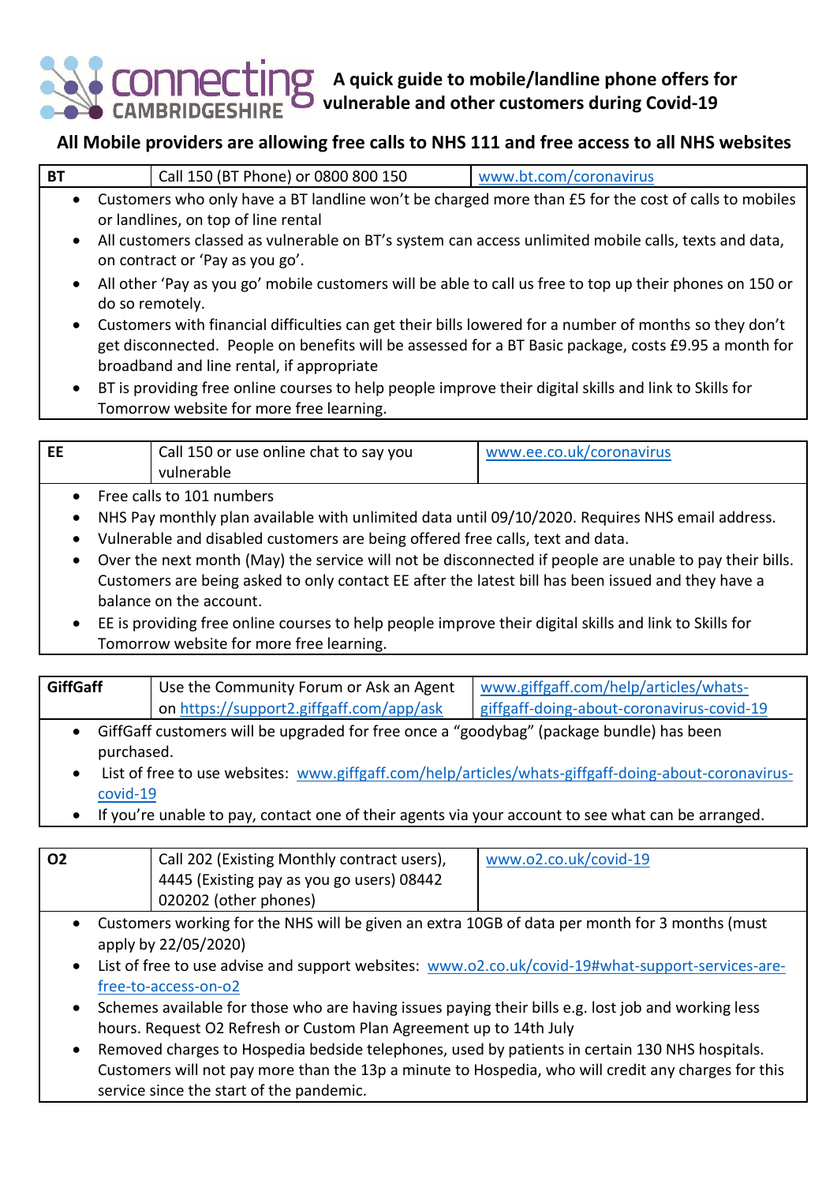# connecting CAMBRIDGESHIRE

## A quick guide to mobile/landline phone offers for vulnerable and other customers during Covid-19

### All Mobile providers are allowing free calls to NHS 111 and free access to all NHS websites

| **BT** | Call 150 (BT Phone) or 0800 800 150 | www.bt.com/coronavirus |
|---|---|---|

- Customers who only have a BT landline won't be charged more than £5 for the cost of calls to mobiles or landlines, on top of line rental
- All customers classed as vulnerable on BT's system can access unlimited mobile calls, texts and data, on contract or 'Pay as you go'.
- All other 'Pay as you go' mobile customers will be able to call us free to top up their phones on 150 or do so remotely.
- Customers with financial difficulties can get their bills lowered for a number of months so they don't get disconnected. People on benefits will be assessed for a BT Basic package, costs £9.95 a month for broadband and line rental, if appropriate
- BT is providing free online courses to help people improve their digital skills and link to Skills for Tomorrow website for more free learning.

| **EE** | Call 150 or use online chat to say you vulnerable | www.ee.co.uk/coronavirus |
|---|---|---|

- Free calls to 101 numbers
- NHS Pay monthly plan available with unlimited data until 09/10/2020. Requires NHS email address.
- Vulnerable and disabled customers are being offered free calls, text and data.
- Over the next month (May) the service will not be disconnected if people are unable to pay their bills. Customers are being asked to only contact EE after the latest bill has been issued and they have a balance on the account.
- EE is providing free online courses to help people improve their digital skills and link to Skills for Tomorrow website for more free learning.

| **GiffGaff** | Use the Community Forum or Ask an Agent on https://support2.giffgaff.com/app/ask | www.giffgaff.com/help/articles/whats-giffgaff-doing-about-coronavirus-covid-19 |
|---|---|---|

- GiffGaff customers will be upgraded for free once a "goodybag" (package bundle) has been purchased.
- List of free to use websites: www.giffgaff.com/help/articles/whats-giffgaff-doing-about-coronavirus-covid-19
- If you're unable to pay, contact one of their agents via your account to see what can be arranged.

| **O2** | Call 202 (Existing Monthly contract users), 4445 (Existing pay as you go users) 08442 020202 (other phones) | www.o2.co.uk/covid-19 |
|---|---|---|

- Customers working for the NHS will be given an extra 10GB of data per month for 3 months (must apply by 22/05/2020)
- List of free to use advise and support websites: www.o2.co.uk/covid-19#what-support-services-are-free-to-access-on-o2
- Schemes available for those who are having issues paying their bills e.g. lost job and working less hours. Request O2 Refresh or Custom Plan Agreement up to 14th July
- Removed charges to Hospedia bedside telephones, used by patients in certain 130 NHS hospitals. Customers will not pay more than the 13p a minute to Hospedia, who will credit any charges for this service since the start of the pandemic.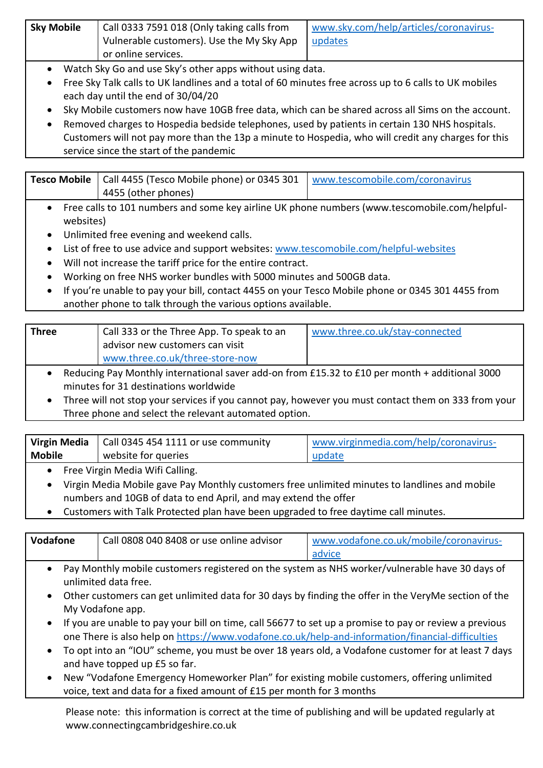| | | |
|---|---|---|
| **Sky Mobile** | Call 0333 7591 018 (Only taking calls from Vulnerable customers). Use the My Sky App or online services. | www.sky.com/help/articles/coronavirus-updates |

- Watch Sky Go and use Sky's other apps without using data.
- Free Sky Talk calls to UK landlines and a total of 60 minutes free across up to 6 calls to UK mobiles each day until the end of 30/04/20
- Sky Mobile customers now have 10GB free data, which can be shared across all Sims on the account.
- Removed charges to Hospedia bedside telephones, used by patients in certain 130 NHS hospitals. Customers will not pay more than the 13p a minute to Hospedia, who will credit any charges for this service since the start of the pandemic

| | | |
|---|---|---|
| **Tesco Mobile** | Call 4455 (Tesco Mobile phone) or 0345 301 4455 (other phones) | www.tescomobile.com/coronavirus |

- Free calls to 101 numbers and some key airline UK phone numbers (www.tescomobile.com/helpful-websites)
- Unlimited free evening and weekend calls.
- List of free to use advice and support websites: www.tescomobile.com/helpful-websites
- Will not increase the tariff price for the entire contract.
- Working on free NHS worker bundles with 5000 minutes and 500GB data.
- If you're unable to pay your bill, contact 4455 on your Tesco Mobile phone or 0345 301 4455 from another phone to talk through the various options available.

| | | |
|---|---|---|
| **Three** | Call 333 or the Three App. To speak to an advisor new customers can visit www.three.co.uk/three-store-now | www.three.co.uk/stay-connected |

- Reducing Pay Monthly international saver add-on from £15.32 to £10 per month + additional 3000 minutes for 31 destinations worldwide
- Three will not stop your services if you cannot pay, however you must contact them on 333 from your Three phone and select the relevant automated option.

| | | |
|---|---|---|
| **Virgin Media Mobile** | Call 0345 454 1111 or use community website for queries | www.virginmedia.com/help/coronavirus-update |

- Free Virgin Media Wifi Calling.
- Virgin Media Mobile gave Pay Monthly customers free unlimited minutes to landlines and mobile numbers and 10GB of data to end April, and may extend the offer
- Customers with Talk Protected plan have been upgraded to free daytime call minutes.

| | | |
|---|---|---|
| **Vodafone** | Call 0808 040 8408 or use online advisor | www.vodafone.co.uk/mobile/coronavirus-advice |

- Pay Monthly mobile customers registered on the system as NHS worker/vulnerable have 30 days of unlimited data free.
- Other customers can get unlimited data for 30 days by finding the offer in the VeryMe section of the My Vodafone app.
- If you are unable to pay your bill on time, call 56677 to set up a promise to pay or review a previous one There is also help on https://www.vodafone.co.uk/help-and-information/financial-difficulties
- To opt into an "IOU" scheme, you must be over 18 years old, a Vodafone customer for at least 7 days and have topped up £5 so far.
- New "Vodafone Emergency Homeworker Plan" for existing mobile customers, offering unlimited voice, text and data for a fixed amount of £15 per month for 3 months

Please note: this information is correct at the time of publishing and will be updated regularly at www.connectingcambridgeshire.co.uk